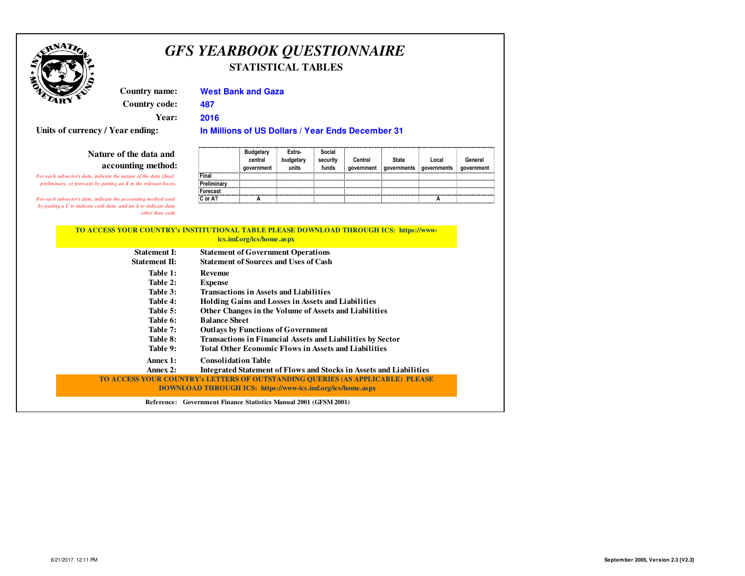# GFS YEARBOOK QUESTIONNAIRE

## STATISTICAL TABLES

**Country name:** West Bank and Gaza

**Country code:** 487

**Year:** 2016

**Units of currency / Year ending:** In Millions of US Dollars / Year Ends December 31

**Nature of the data and accounting method:**

*For each subsector's data, indicate the nature of the data (final, preliminary, or forecast) by putting an X in the relevant boxes.*

*For each subsector's data, indicate the accounting method used by putting a C to indicate cash data and an A to indicate data other than cash.*

| | Budgetary central government | Extra-budgetary units | Social security funds | Central government | State governments | Local governments | General government |
|---|---|---|---|---|---|---|---|
| Final | | | | | | | |
| Preliminary | | | | | | | |
| Forecast | | | | | | | |
| C or A? | A | | | | | A | |

**TO ACCESS YOUR COUNTRY's INSTITUTIONAL TABLE PLEASE DOWNLOAD THROUGH ICS: https://www-ics.imf.org/ics/home.aspx**

- **Statement I:** Statement of Government Operations
- **Statement II:** Statement of Sources and Uses of Cash
- **Table 1:** Revenue
- **Table 2:** Expense
- **Table 3:** Transactions in Assets and Liabilities
- **Table 4:** Holding Gains and Losses in Assets and Liabilities
- **Table 5:** Other Changes in the Volume of Assets and Liabilities
- **Table 6:** Balance Sheet
- **Table 7:** Outlays by Functions of Government
- **Table 8:** Transactions in Financial Assets and Liabilities by Sector
- **Table 9:** Total Other Economic Flows in Assets and Liabilities
- **Annex 1:** Consolidation Table
- **Annex 2:** Integrated Statement of Flows and Stocks in Assets and Liabilities

**TO ACCESS YOUR COUNTRY's LETTERS OF OUTSTANDING QUERIES (AS APPLICABLE) PLEASE DOWNLOAD THROUGH ICS: https://www-ics.imf.org/ics/home.aspx**

**Reference: Government Finance Statistics Manual 2001 (GFSM 2001)**

6/21/2017 12:11 PM

**September 2005, Version 2.3 [V2.3]**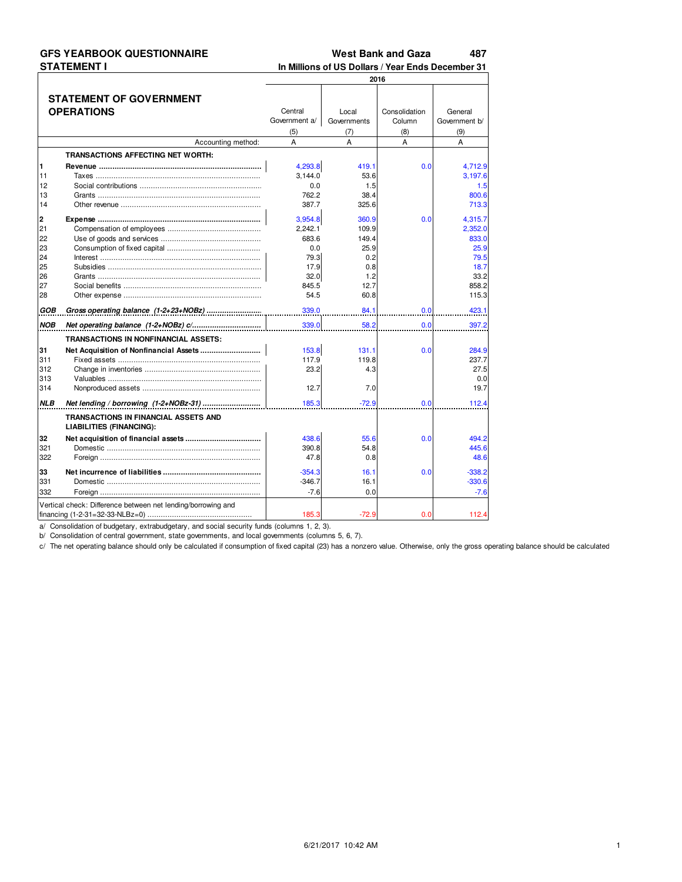**GFS YEARBOOK QUESTIONNAIRE** **West Bank and Gaza** **487**

**STATEMENT I** **In Millions of US Dollars / Year Ends December 31**

## STATEMENT OF GOVERNMENT OPERATIONS

| | | 2016 | | | |
|---|---|---|---|---|---|
| | | Central Government a/ | Local Governments | Consolidation Column | General Government b/ |
| | | (5) | (7) | (8) | (9) |
| | Accounting method: | A | A | A | A |
| | **TRANSACTIONS AFFECTING NET WORTH:** | | | | |
| **1** | **Revenue** | 4,293.8 | 419.1 | 0.0 | 4,712.9 |
| 11 | Taxes | 3,144.0 | 53.6 | | 3,197.6 |
| 12 | Social contributions | 0.0 | 1.5 | | 1.5 |
| 13 | Grants | 762.2 | 38.4 | | 800.6 |
| 14 | Other revenue | 387.7 | 325.6 | | 713.3 |
| **2** | **Expense** | 3,954.8 | 360.9 | 0.0 | 4,315.7 |
| 21 | Compensation of employees | 2,242.1 | 109.9 | | 2,352.0 |
| 22 | Use of goods and services | 683.6 | 149.4 | | 833.0 |
| 23 | Consumption of fixed capital | 0.0 | 25.9 | | 25.9 |
| 24 | Interest | 79.3 | 0.2 | | 79.5 |
| 25 | Subsidies | 17.9 | 0.8 | | 18.7 |
| 26 | Grants | 32.0 | 1.2 | | 33.2 |
| 27 | Social benefits | 845.5 | 12.7 | | 858.2 |
| 28 | Other expense | 54.5 | 60.8 | | 115.3 |
| ***GOB*** | ***Gross operating balance (1-2+23+NOBz)*** | 339.0 | 84.1 | 0.0 | 423.1 |
| ***NOB*** | ***Net operating balance (1-2+NOBz) c/*** | 339.0 | 58.2 | 0.0 | 397.2 |
| | **TRANSACTIONS IN NONFINANCIAL ASSETS:** | | | | |
| **31** | **Net Acquisition of Nonfinancial Assets** | 153.8 | 131.1 | 0.0 | 284.9 |
| 311 | Fixed assets | 117.9 | 119.8 | | 237.7 |
| 312 | Change in inventories | 23.2 | 4.3 | | 27.5 |
| 313 | Valuables | | | | 0.0 |
| 314 | Nonproduced assets | 12.7 | 7.0 | | 19.7 |
| ***NLB*** | ***Net lending / borrowing (1-2+NOBz-31)*** | 185.3 | -72.9 | 0.0 | 112.4 |
| | **TRANSACTIONS IN FINANCIAL ASSETS AND LIABILITIES (FINANCING):** | | | | |
| **32** | **Net acquisition of financial assets** | 438.6 | 55.6 | 0.0 | 494.2 |
| 321 | Domestic | 390.8 | 54.8 | | 445.6 |
| 322 | Foreign | 47.8 | 0.8 | | 48.6 |
| **33** | **Net incurrence of liabilities** | -354.3 | 16.1 | 0.0 | -338.2 |
| 331 | Domestic | -346.7 | 16.1 | | -330.6 |
| 332 | Foreign | -7.6 | 0.0 | | -7.6 |
| | Vertical check: Difference between net lending/borrowing and financing (1-2-31=32-33-NLBz=0) | 185.3 | -72.9 | 0.0 | 112.4 |

a/ Consolidation of budgetary, extrabudgetary, and social security funds (columns 1, 2, 3).

b/ Consolidation of central government, state governments, and local governments (columns 5, 6, 7).

c/ The net operating balance should only be calculated if consumption of fixed capital (23) has a nonzero value. Otherwise, only the gross operating balance should be calculated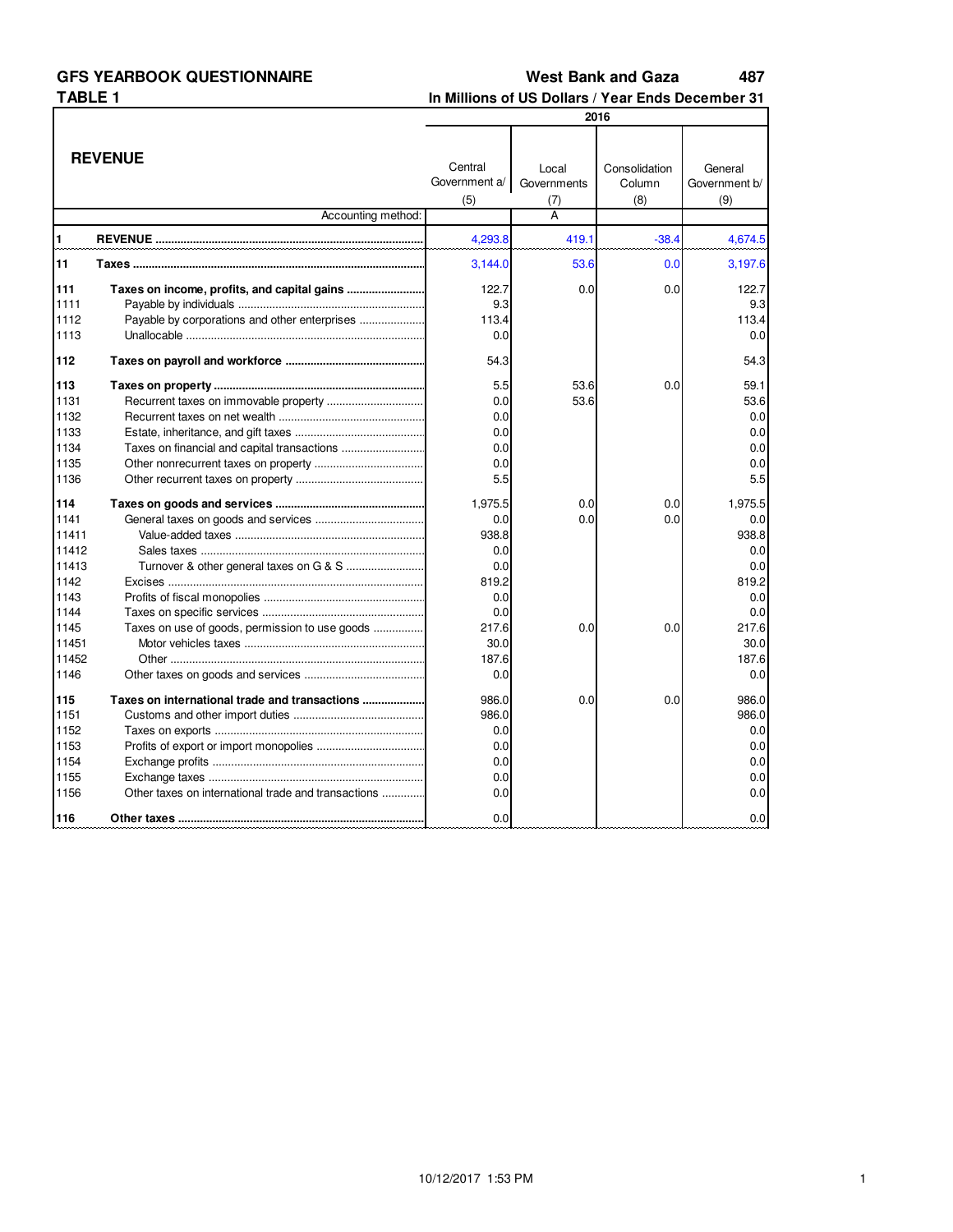**GFS YEARBOOK QUESTIONNAIRE** — **West Bank and Gaza** 487

**TABLE 1** — **In Millions of US Dollars / Year Ends December 31**

| | **REVENUE** | Central Government a/ (5) | Local Governments (7) | Consolidation Column (8) | General Government b/ (9) |
|---|---|---|---|---|---|
| | | 2016 | | | |
| | Accounting method: | | A | | |
| **1** | **REVENUE** | 4,293.8 | 419.1 | -38.4 | 4,674.5 |
| **11** | **Taxes** | 3,144.0 | 53.6 | 0.0 | 3,197.6 |
| **111** | **Taxes on income, profits, and capital gains** | 122.7 | 0.0 | 0.0 | 122.7 |
| 1111 | Payable by individuals | 9.3 | | | 9.3 |
| 1112 | Payable by corporations and other enterprises | 113.4 | | | 113.4 |
| 1113 | Unallocable | 0.0 | | | 0.0 |
| **112** | **Taxes on payroll and workforce** | 54.3 | | | 54.3 |
| **113** | **Taxes on property** | 5.5 | 53.6 | 0.0 | 59.1 |
| 1131 | Recurrent taxes on immovable property | 0.0 | 53.6 | | 53.6 |
| 1132 | Recurrent taxes on net wealth | 0.0 | | | 0.0 |
| 1133 | Estate, inheritance, and gift taxes | 0.0 | | | 0.0 |
| 1134 | Taxes on financial and capital transactions | 0.0 | | | 0.0 |
| 1135 | Other nonrecurrent taxes on property | 0.0 | | | 0.0 |
| 1136 | Other recurrent taxes on property | 5.5 | | | 5.5 |
| **114** | **Taxes on goods and services** | 1,975.5 | 0.0 | 0.0 | 1,975.5 |
| 1141 | General taxes on goods and services | 0.0 | 0.0 | 0.0 | 0.0 |
| 11411 | Value-added taxes | 938.8 | | | 938.8 |
| 11412 | Sales taxes | 0.0 | | | 0.0 |
| 11413 | Turnover & other general taxes on G & S | 0.0 | | | 0.0 |
| 1142 | Excises | 819.2 | | | 819.2 |
| 1143 | Profits of fiscal monopolies | 0.0 | | | 0.0 |
| 1144 | Taxes on specific services | 0.0 | | | 0.0 |
| 1145 | Taxes on use of goods, permission to use goods | 217.6 | 0.0 | 0.0 | 217.6 |
| 11451 | Motor vehicles taxes | 30.0 | | | 30.0 |
| 11452 | Other | 187.6 | | | 187.6 |
| 1146 | Other taxes on goods and services | 0.0 | | | 0.0 |
| **115** | **Taxes on international trade and transactions** | 986.0 | 0.0 | 0.0 | 986.0 |
| 1151 | Customs and other import duties | 986.0 | | | 986.0 |
| 1152 | Taxes on exports | 0.0 | | | 0.0 |
| 1153 | Profits of export or import monopolies | 0.0 | | | 0.0 |
| 1154 | Exchange profits | 0.0 | | | 0.0 |
| 1155 | Exchange taxes | 0.0 | | | 0.0 |
| 1156 | Other taxes on international trade and transactions | 0.0 | | | 0.0 |
| **116** | **Other taxes** | 0.0 | | | 0.0 |

10/12/2017 1:53 PM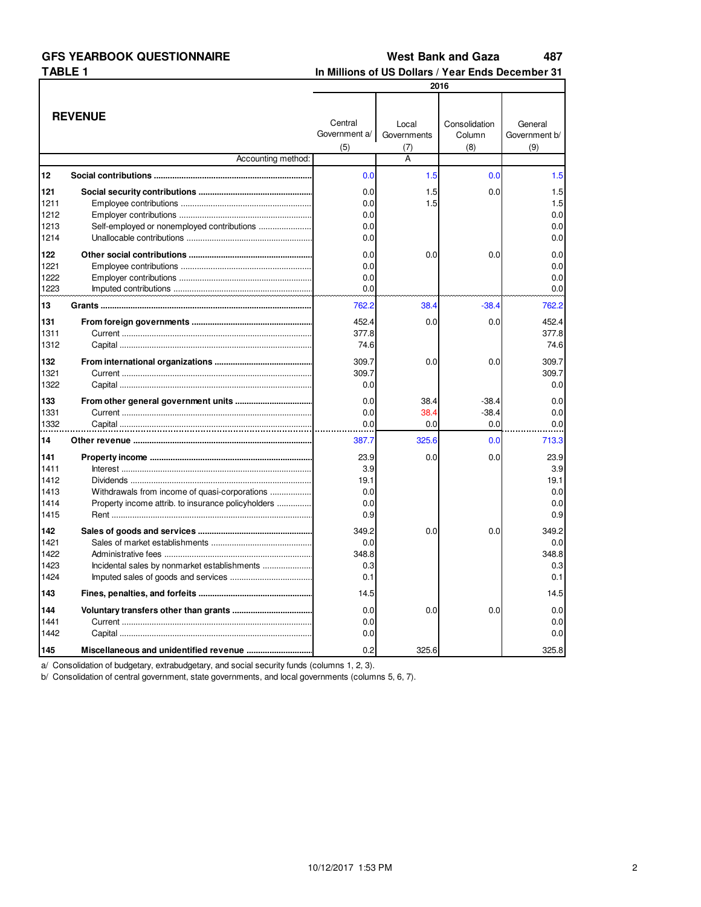**GFS YEARBOOK QUESTIONNAIRE** — **West Bank and Gaza** 487

**TABLE 1** — **In Millions of US Dollars / Year Ends December 31**

| | **REVENUE** | Central Government a/ (5) | Local Governments (7) | Consolidation Column (8) | General Government b/ (9) |
|---|---|---|---|---|---|
| | | 2016 | | | |
| | Accounting method: | | A | | |
| **12** | **Social contributions** | 0.0 | 1.5 | 0.0 | 1.5 |
| **121** | **Social security contributions** | 0.0 | 1.5 | 0.0 | 1.5 |
| 1211 | Employee contributions | 0.0 | 1.5 | | 1.5 |
| 1212 | Employer contributions | 0.0 | | | 0.0 |
| 1213 | Self-employed or nonemployed contributions | 0.0 | | | 0.0 |
| 1214 | Unallocable contributions | 0.0 | | | 0.0 |
| **122** | **Other social contributions** | 0.0 | 0.0 | 0.0 | 0.0 |
| 1221 | Employee contributions | 0.0 | | | 0.0 |
| 1222 | Employer contributions | 0.0 | | | 0.0 |
| 1223 | Imputed contributions | 0.0 | | | 0.0 |
| **13** | **Grants** | 762.2 | 38.4 | -38.4 | 762.2 |
| **131** | **From foreign governments** | 452.4 | 0.0 | 0.0 | 452.4 |
| 1311 | Current | 377.8 | | | 377.8 |
| 1312 | Capital | 74.6 | | | 74.6 |
| **132** | **From international organizations** | 309.7 | 0.0 | 0.0 | 309.7 |
| 1321 | Current | 309.7 | | | 309.7 |
| 1322 | Capital | 0.0 | | | 0.0 |
| **133** | **From other general government units** | 0.0 | 38.4 | -38.4 | 0.0 |
| 1331 | Current | 0.0 | 38.4 | -38.4 | 0.0 |
| 1332 | Capital | 0.0 | 0.0 | 0.0 | 0.0 |
| **14** | **Other revenue** | 387.7 | 325.6 | 0.0 | 713.3 |
| **141** | **Property income** | 23.9 | 0.0 | 0.0 | 23.9 |
| 1411 | Interest | 3.9 | | | 3.9 |
| 1412 | Dividends | 19.1 | | | 19.1 |
| 1413 | Withdrawals from income of quasi-corporations | 0.0 | | | 0.0 |
| 1414 | Property income attrib. to insurance policyholders | 0.0 | | | 0.0 |
| 1415 | Rent | 0.9 | | | 0.9 |
| **142** | **Sales of goods and services** | 349.2 | 0.0 | 0.0 | 349.2 |
| 1421 | Sales of market establishments | 0.0 | | | 0.0 |
| 1422 | Administrative fees | 348.8 | | | 348.8 |
| 1423 | Incidental sales by nonmarket establishments | 0.3 | | | 0.3 |
| 1424 | Imputed sales of goods and services | 0.1 | | | 0.1 |
| **143** | **Fines, penalties, and forfeits** | 14.5 | | | 14.5 |
| **144** | **Voluntary transfers other than grants** | 0.0 | 0.0 | 0.0 | 0.0 |
| 1441 | Current | 0.0 | | | 0.0 |
| 1442 | Capital | 0.0 | | | 0.0 |
| **145** | **Miscellaneous and unidentified revenue** | 0.2 | 325.6 | | 325.8 |

a/ Consolidation of budgetary, extrabudgetary, and social security funds (columns 1, 2, 3).
b/ Consolidation of central government, state governments, and local governments (columns 5, 6, 7).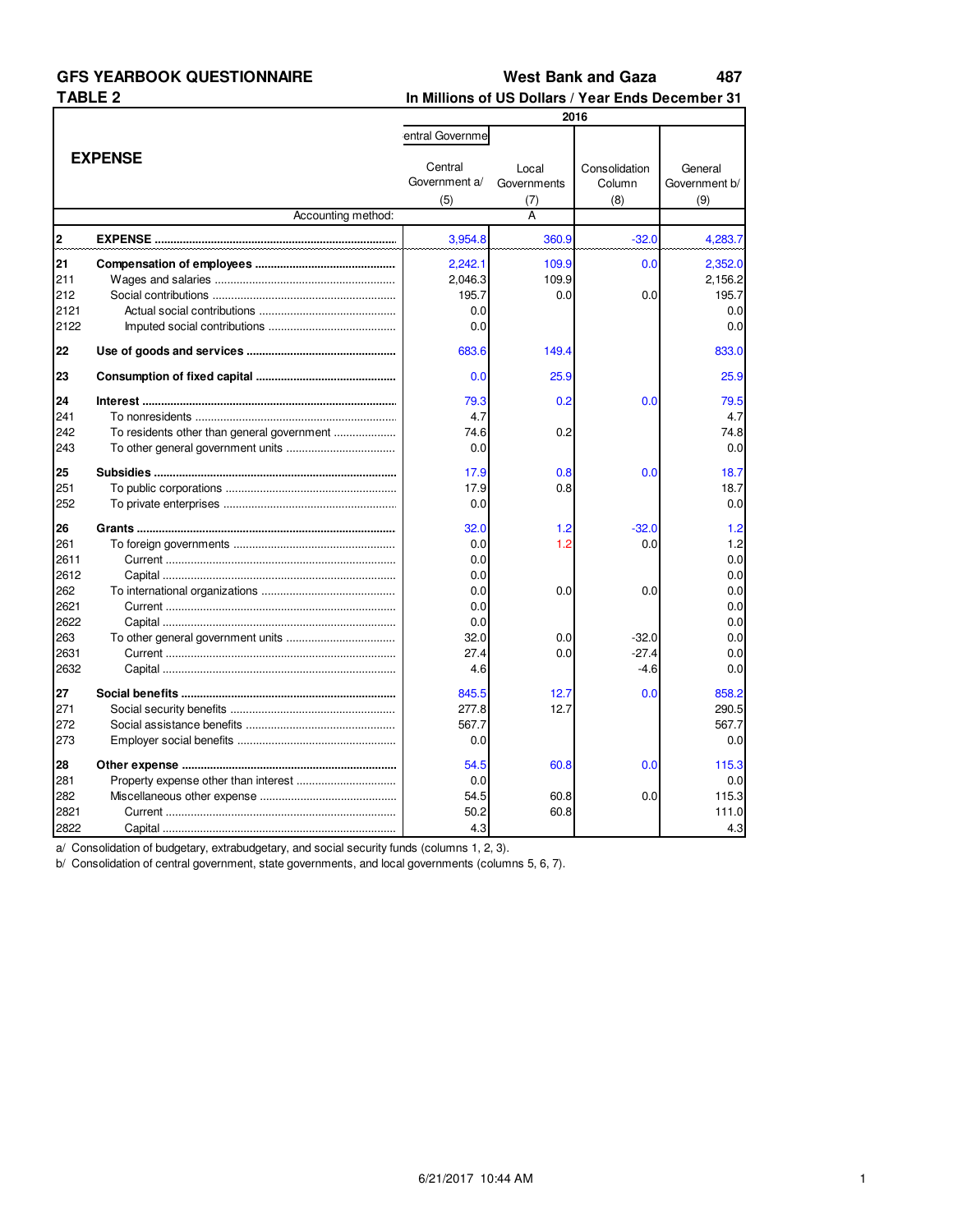**GFS YEARBOOK QUESTIONNAIRE** | **West Bank and Gaza** | **487**

**TABLE 2** | **In Millions of US Dollars / Year Ends December 31**

| | **EXPENSE** | Central Government a/ (5) | Local Governments (7) | Consolidation Column (8) | General Government b/ (9) |
|---|---|---|---|---|---|
| | | 2016 | | | |
| | Accounting method: | | A | | |
| **2** | **EXPENSE** | 3,954.8 | 360.9 | -32.0 | 4,283.7 |
| **21** | **Compensation of employees** | 2,242.1 | 109.9 | 0.0 | 2,352.0 |
| 211 | Wages and salaries | 2,046.3 | 109.9 | | 2,156.2 |
| 212 | Social contributions | 195.7 | 0.0 | 0.0 | 195.7 |
| 2121 | Actual social contributions | 0.0 | | | 0.0 |
| 2122 | Imputed social contributions | 0.0 | | | 0.0 |
| **22** | **Use of goods and services** | 683.6 | 149.4 | | 833.0 |
| **23** | **Consumption of fixed capital** | 0.0 | 25.9 | | 25.9 |
| **24** | **Interest** | 79.3 | 0.2 | 0.0 | 79.5 |
| 241 | To nonresidents | 4.7 | | | 4.7 |
| 242 | To residents other than general government | 74.6 | 0.2 | | 74.8 |
| 243 | To other general government units | 0.0 | | | 0.0 |
| **25** | **Subsidies** | 17.9 | 0.8 | 0.0 | 18.7 |
| 251 | To public corporations | 17.9 | 0.8 | | 18.7 |
| 252 | To private enterprises | 0.0 | | | 0.0 |
| **26** | **Grants** | 32.0 | 1.2 | -32.0 | 1.2 |
| 261 | To foreign governments | 0.0 | 1.2 | 0.0 | 1.2 |
| 2611 | Current | 0.0 | | | 0.0 |
| 2612 | Capital | 0.0 | | | 0.0 |
| 262 | To international organizations | 0.0 | 0.0 | 0.0 | 0.0 |
| 2621 | Current | 0.0 | | | 0.0 |
| 2622 | Capital | 0.0 | | | 0.0 |
| 263 | To other general government units | 32.0 | 0.0 | -32.0 | 0.0 |
| 2631 | Current | 27.4 | 0.0 | -27.4 | 0.0 |
| 2632 | Capital | 4.6 | | -4.6 | 0.0 |
| **27** | **Social benefits** | 845.5 | 12.7 | 0.0 | 858.2 |
| 271 | Social security benefits | 277.8 | 12.7 | | 290.5 |
| 272 | Social assistance benefits | 567.7 | | | 567.7 |
| 273 | Employer social benefits | 0.0 | | | 0.0 |
| **28** | **Other expense** | 54.5 | 60.8 | 0.0 | 115.3 |
| 281 | Property expense other than interest | 0.0 | | | 0.0 |
| 282 | Miscellaneous other expense | 54.5 | 60.8 | 0.0 | 115.3 |
| 2821 | Current | 50.2 | 60.8 | | 111.0 |
| 2822 | Capital | 4.3 | | | 4.3 |

a/ Consolidation of budgetary, extrabudgetary, and social security funds (columns 1, 2, 3).

b/ Consolidation of central government, state governments, and local governments (columns 5, 6, 7).

6/21/2017 10:44 AM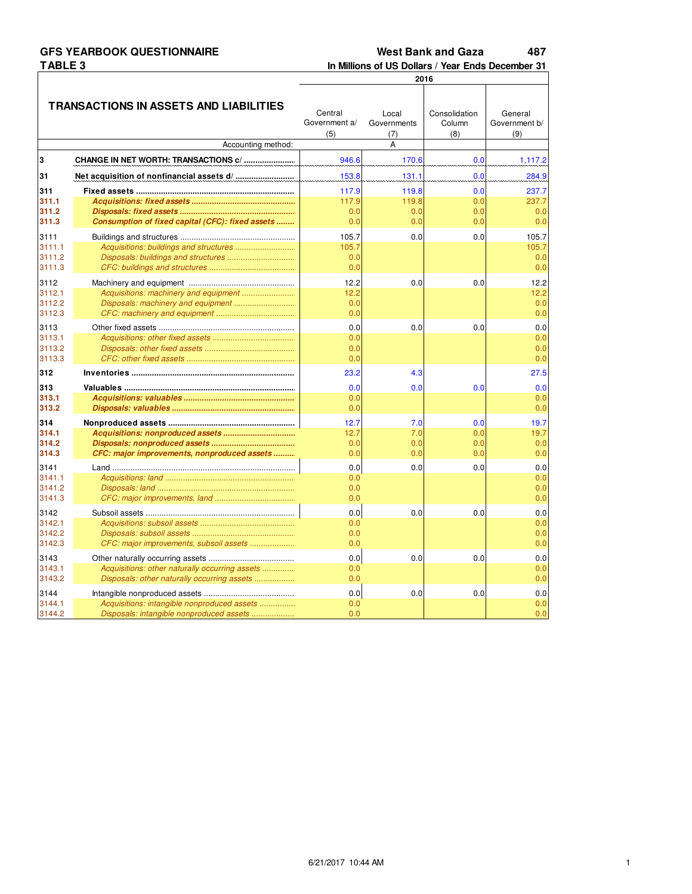# GFS YEARBOOK QUESTIONNAIRE
## TABLE 3

**West Bank and Gaza** 487

**In Millions of US Dollars / Year Ends December 31**

| | TRANSACTIONS IN ASSETS AND LIABILITIES | 2016 | | | |
|---|---|---|---|---|---|
| | | Central Government a/ (5) | Local Governments (7) | Consolidation Column (8) | General Government b/ (9) |
| | Accounting method: | | A | | |
| **3** | **CHANGE IN NET WORTH: TRANSACTIONS c/** | 946.6 | 170.6 | 0.0 | 1,117.2 |
| **31** | **Net acquisition of nonfinancial assets d/** | 153.8 | 131.1 | 0.0 | 284.9 |
| **311** | **Fixed assets** | 117.9 | 119.8 | 0.0 | 237.7 |
| **311.1** | ***Acquisitions: fixed assets*** | 117.9 | 119.8 | 0.0 | 237.7 |
| **311.2** | ***Disposals: fixed assets*** | 0.0 | 0.0 | 0.0 | 0.0 |
| **311.3** | ***Consumption of fixed capital (CFC): fixed assets*** | 0.0 | 0.0 | 0.0 | 0.0 |
| 3111 | Buildings and structures | 105.7 | 0.0 | 0.0 | 105.7 |
| 3111.1 | *Acquisitions: buildings and structures* | 105.7 | | | 105.7 |
| 3111.2 | *Disposals: buildings and structures* | 0.0 | | | 0.0 |
| 3111.3 | *CFC: buildings and structures* | 0.0 | | | 0.0 |
| 3112 | Machinery and equipment | 12.2 | 0.0 | 0.0 | 12.2 |
| 3112.1 | *Acquisitions: machinery and equipment* | 12.2 | | | 12.2 |
| 3112.2 | *Disposals: machinery and equipment* | 0.0 | | | 0.0 |
| 3112.3 | *CFC: machinery and equipment* | 0.0 | | | 0.0 |
| 3113 | Other fixed assets | 0.0 | 0.0 | 0.0 | 0.0 |
| 3113.1 | *Acquisitions: other fixed assets* | 0.0 | | | 0.0 |
| 3113.2 | *Disposals: other fixed assets* | 0.0 | | | 0.0 |
| 3113.3 | *CFC: other fixed assets* | 0.0 | | | 0.0 |
| **312** | **Inventories** | 23.2 | 4.3 | | 27.5 |
| **313** | **Valuables** | 0.0 | 0.0 | 0.0 | 0.0 |
| **313.1** | ***Acquisitions: valuables*** | 0.0 | | | 0.0 |
| **313.2** | ***Disposals: valuables*** | 0.0 | | | 0.0 |
| **314** | **Nonproduced assets** | 12.7 | 7.0 | 0.0 | 19.7 |
| **314.1** | ***Acquisitions: nonproduced assets*** | 12.7 | 7.0 | 0.0 | 19.7 |
| **314.2** | ***Disposals: nonproduced assets*** | 0.0 | 0.0 | 0.0 | 0.0 |
| **314.3** | ***CFC: major improvements, nonproduced assets*** | 0.0 | 0.0 | 0.0 | 0.0 |
| 3141 | Land | 0.0 | 0.0 | 0.0 | 0.0 |
| 3141.1 | *Acquisitions: land* | 0.0 | | | 0.0 |
| 3141.2 | *Disposals: land* | 0.0 | | | 0.0 |
| 3141.3 | *CFC: major improvements, land* | 0.0 | | | 0.0 |
| 3142 | Subsoil assets | 0.0 | 0.0 | 0.0 | 0.0 |
| 3142.1 | *Acquisitions: subsoil assets* | 0.0 | | | 0.0 |
| 3142.2 | *Disposals: subsoil assets* | 0.0 | | | 0.0 |
| 3142.3 | *CFC: major improvements, subsoil assets* | 0.0 | | | 0.0 |
| 3143 | Other naturally occurring assets | 0.0 | 0.0 | 0.0 | 0.0 |
| 3143.1 | *Acquisitions: other naturally occurring assets* | 0.0 | | | 0.0 |
| 3143.2 | *Disposals: other naturally occurring assets* | 0.0 | | | 0.0 |
| 3144 | Intangible nonproduced assets | 0.0 | 0.0 | 0.0 | 0.0 |
| 3144.1 | *Acquisitions: intangible nonproduced assets* | 0.0 | | | 0.0 |
| 3144.2 | *Disposals: intangible nonproduced assets* | 0.0 | | | 0.0 |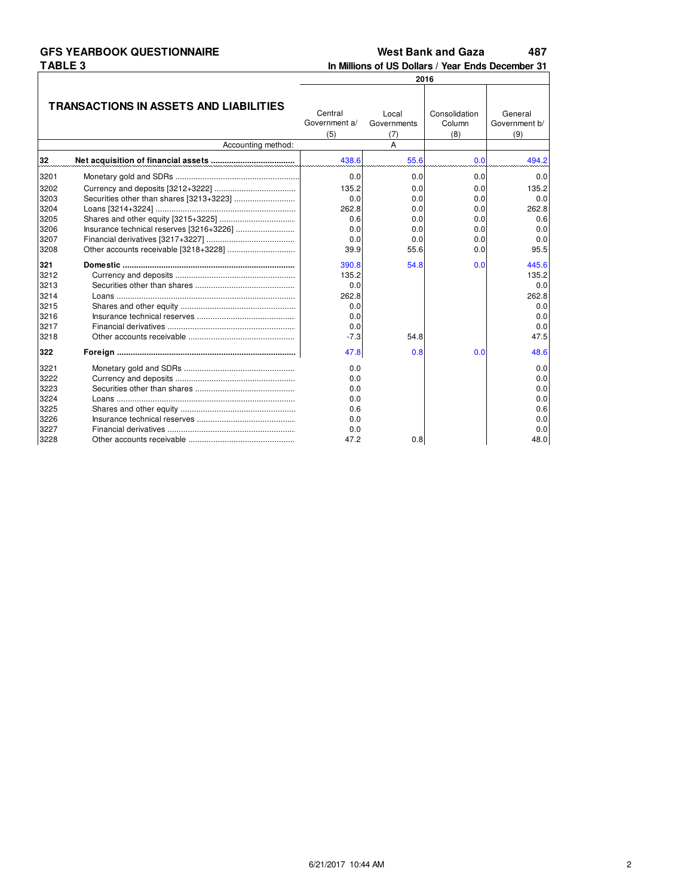# GFS YEARBOOK QUESTIONNAIRE

## TABLE 3

**West Bank and Gaza 487**

**In Millions of US Dollars / Year Ends December 31**

| | TRANSACTIONS IN ASSETS AND LIABILITIES | 2016 | | | |
|---|---|---|---|---|---|
| | | Central Government a/ (5) | Local Governments (7) | Consolidation Column (8) | General Government b/ (9) |
| | Accounting method: | | A | | |
| **32** | **Net acquisition of financial assets** | 438.6 | 55.6 | 0.0 | 494.2 |
| 3201 | Monetary gold and SDRs | 0.0 | 0.0 | 0.0 | 0.0 |
| 3202 | Currency and deposits [3212+3222] | 135.2 | 0.0 | 0.0 | 135.2 |
| 3203 | Securities other than shares [3213+3223] | 0.0 | 0.0 | 0.0 | 0.0 |
| 3204 | Loans [3214+3224] | 262.8 | 0.0 | 0.0 | 262.8 |
| 3205 | Shares and other equity [3215+3225] | 0.6 | 0.0 | 0.0 | 0.6 |
| 3206 | Insurance technical reserves [3216+3226] | 0.0 | 0.0 | 0.0 | 0.0 |
| 3207 | Financial derivatives [3217+3227] | 0.0 | 0.0 | 0.0 | 0.0 |
| 3208 | Other accounts receivable [3218+3228] | 39.9 | 55.6 | 0.0 | 95.5 |
| **321** | **Domestic** | 390.8 | 54.8 | 0.0 | 445.6 |
| 3212 | Currency and deposits | 135.2 | | | 135.2 |
| 3213 | Securities other than shares | 0.0 | | | 0.0 |
| 3214 | Loans | 262.8 | | | 262.8 |
| 3215 | Shares and other equity | 0.0 | | | 0.0 |
| 3216 | Insurance technical reserves | 0.0 | | | 0.0 |
| 3217 | Financial derivatives | 0.0 | | | 0.0 |
| 3218 | Other accounts receivable | -7.3 | 54.8 | | 47.5 |
| **322** | **Foreign** | 47.8 | 0.8 | 0.0 | 48.6 |
| 3221 | Monetary gold and SDRs | 0.0 | | | 0.0 |
| 3222 | Currency and deposits | 0.0 | | | 0.0 |
| 3223 | Securities other than shares | 0.0 | | | 0.0 |
| 3224 | Loans | 0.0 | | | 0.0 |
| 3225 | Shares and other equity | 0.6 | | | 0.6 |
| 3226 | Insurance technical reserves | 0.0 | | | 0.0 |
| 3227 | Financial derivatives | 0.0 | | | 0.0 |
| 3228 | Other accounts receivable | 47.2 | 0.8 | | 48.0 |

6/21/2017 10:44 AM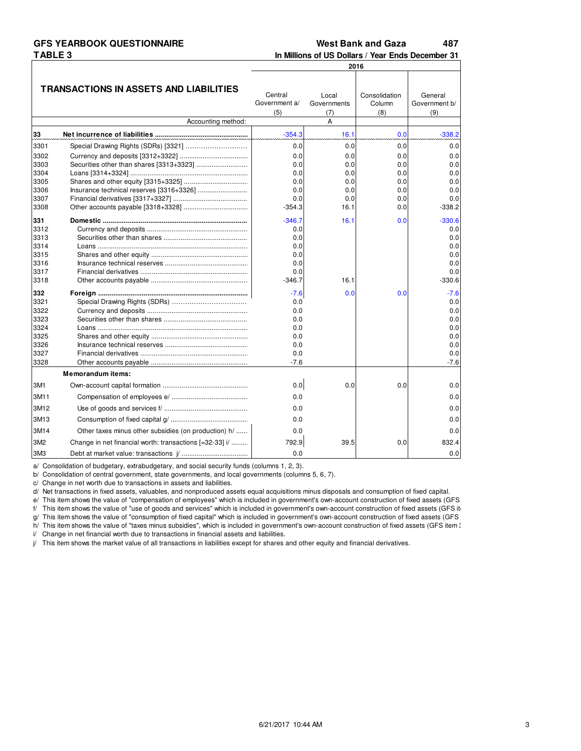**GFS YEARBOOK QUESTIONNAIRE** | **West Bank and Gaza** **487**

**TABLE 3** | **In Millions of US Dollars / Year Ends December 31**

| | TRANSACTIONS IN ASSETS AND LIABILITIES | 2016 | | | |
|---|---|---|---|---|---|
| | | Central Government a/ (5) | Local Governments (7) | Consolidation Column (8) | General Government b/ (9) |
| | Accounting method: | | A | | |
| **33** | **Net incurrence of liabilities** | -354.3 | 16.1 | 0.0 | -338.2 |
| 3301 | Special Drawing Rights (SDRs) [3321] | 0.0 | 0.0 | 0.0 | 0.0 |
| 3302 | Currency and deposits [3312+3322] | 0.0 | 0.0 | 0.0 | 0.0 |
| 3303 | Securities other than shares [3313+3323] | 0.0 | 0.0 | 0.0 | 0.0 |
| 3304 | Loans [3314+3324] | 0.0 | 0.0 | 0.0 | 0.0 |
| 3305 | Shares and other equity [3315+3325] | 0.0 | 0.0 | 0.0 | 0.0 |
| 3306 | Insurance technical reserves [3316+3326] | 0.0 | 0.0 | 0.0 | 0.0 |
| 3307 | Financial derivatives [3317+3327] | 0.0 | 0.0 | 0.0 | 0.0 |
| 3308 | Other accounts payable [3318+3328] | -354.3 | 16.1 | 0.0 | -338.2 |
| **331** | **Domestic** | -346.7 | 16.1 | 0.0 | -330.6 |
| 3312 | Currency and deposits | 0.0 | | | 0.0 |
| 3313 | Securities other than shares | 0.0 | | | 0.0 |
| 3314 | Loans | 0.0 | | | 0.0 |
| 3315 | Shares and other equity | 0.0 | | | 0.0 |
| 3316 | Insurance technical reserves | 0.0 | | | 0.0 |
| 3317 | Financial derivatives | 0.0 | | | 0.0 |
| 3318 | Other accounts payable | -346.7 | 16.1 | | -330.6 |
| **332** | **Foreign** | -7.6 | 0.0 | 0.0 | -7.6 |
| 3321 | Special Drawing Rights (SDRs) | 0.0 | | | 0.0 |
| 3322 | Currency and deposits | 0.0 | | | 0.0 |
| 3323 | Securities other than shares | 0.0 | | | 0.0 |
| 3324 | Loans | 0.0 | | | 0.0 |
| 3325 | Shares and other equity | 0.0 | | | 0.0 |
| 3326 | Insurance technical reserves | 0.0 | | | 0.0 |
| 3327 | Financial derivatives | 0.0 | | | 0.0 |
| 3328 | Other accounts payable | -7.6 | | | -7.6 |
| | **Memorandum items:** | | | | |
| 3M1 | Own-account capital formation | 0.0 | 0.0 | 0.0 | 0.0 |
| 3M11 | Compensation of employees e/ | 0.0 | | | 0.0 |
| 3M12 | Use of goods and services f/ | 0.0 | | | 0.0 |
| 3M13 | Consumption of fixed capital g/ | 0.0 | | | 0.0 |
| 3M14 | Other taxes minus other subsidies (on production) h/ | 0.0 | | | 0.0 |
| 3M2 | Change in net financial worth: transactions [=32-33] i/ | 792.9 | 39.5 | 0.0 | 832.4 |
| 3M3 | Debt at market value: transactions j/ | 0.0 | | | 0.0 |

a/ Consolidation of budgetary, extrabudgetary, and social security funds (columns 1, 2, 3).
b/ Consolidation of central government, state governments, and local governments (columns 5, 6, 7).
c/ Change in net worth due to transactions in assets and liabilities.
d/ Net transactions in fixed assets, valuables, and nonproduced assets equal acquisitions minus disposals and consumption of fixed capital.
e/ This item shows the value of "compensation of employees" which is included in government's own-account construction of fixed assets (GFS
f/ This item shows the value of "use of goods and services" which is included in government's own-account construction of fixed assets (GFS it
g/ This item shows the value of "consumption of fixed capital" which is included in government's own-account construction of fixed assets (GFS
h/ This item shows the value of "taxes minus subsidies", which is included in government's own-account construction of fixed assets (GFS item 3
i/ Change in net financial worth due to transactions in financial assets and liabilities.
j/ This item shows the market value of all transactions in liabilities except for shares and other equity and financial derivatives.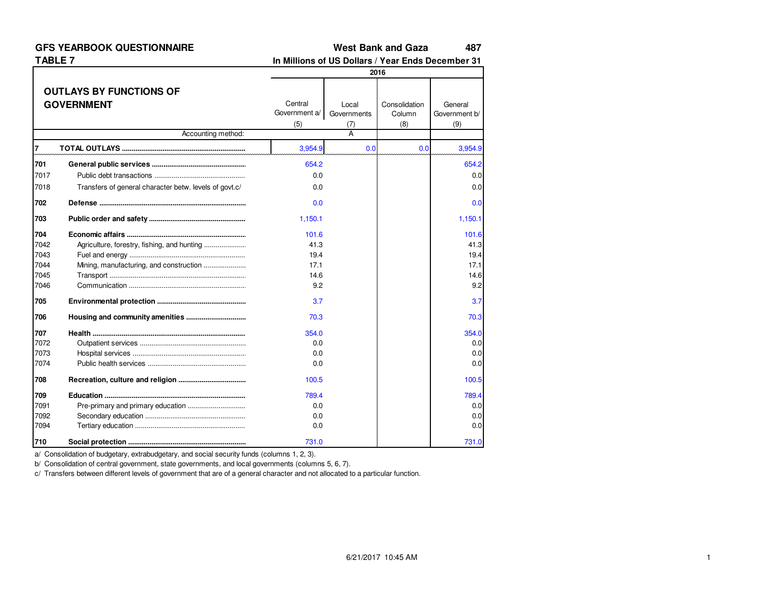**GFS YEARBOOK QUESTIONNAIRE** | **West Bank and Gaza** | **487**

**TABLE 7** | **In Millions of US Dollars / Year Ends December 31**

| | **OUTLAYS BY FUNCTIONS OF GOVERNMENT** | Central Government a/ (5) | Local Governments (7) | Consolidation Column (8) | General Government b/ (9) |
|---|---|---|---|---|---|
| | | 2016 | | | |
| | Accounting method: | | A | | |
| **7** | **TOTAL OUTLAYS** | 3,954.9 | 0.0 | 0.0 | 3,954.9 |
| **701** | **General public services** | 654.2 | | | 654.2 |
| 7017 | Public debt transactions | 0.0 | | | 0.0 |
| 7018 | Transfers of general character betw. levels of govt.c/ | 0.0 | | | 0.0 |
| **702** | **Defense** | 0.0 | | | 0.0 |
| **703** | **Public order and safety** | 1,150.1 | | | 1,150.1 |
| **704** | **Economic affairs** | 101.6 | | | 101.6 |
| 7042 | Agriculture, forestry, fishing, and hunting | 41.3 | | | 41.3 |
| 7043 | Fuel and energy | 19.4 | | | 19.4 |
| 7044 | Mining, manufacturing, and construction | 17.1 | | | 17.1 |
| 7045 | Transport | 14.6 | | | 14.6 |
| 7046 | Communication | 9.2 | | | 9.2 |
| **705** | **Environmental protection** | 3.7 | | | 3.7 |
| **706** | **Housing and community amenities** | 70.3 | | | 70.3 |
| **707** | **Health** | 354.0 | | | 354.0 |
| 7072 | Outpatient services | 0.0 | | | 0.0 |
| 7073 | Hospital services | 0.0 | | | 0.0 |
| 7074 | Public health services | 0.0 | | | 0.0 |
| **708** | **Recreation, culture and religion** | 100.5 | | | 100.5 |
| **709** | **Education** | 789.4 | | | 789.4 |
| 7091 | Pre-primary and primary education | 0.0 | | | 0.0 |
| 7092 | Secondary education | 0.0 | | | 0.0 |
| 7094 | Tertiary education | 0.0 | | | 0.0 |
| **710** | **Social protection** | 731.0 | | | 731.0 |

a/ Consolidation of budgetary, extrabudgetary, and social security funds (columns 1, 2, 3).

b/ Consolidation of central government, state governments, and local governments (columns 5, 6, 7).

c/ Transfers between different levels of government that are of a general character and not allocated to a particular function.

6/21/2017 10:45 AM